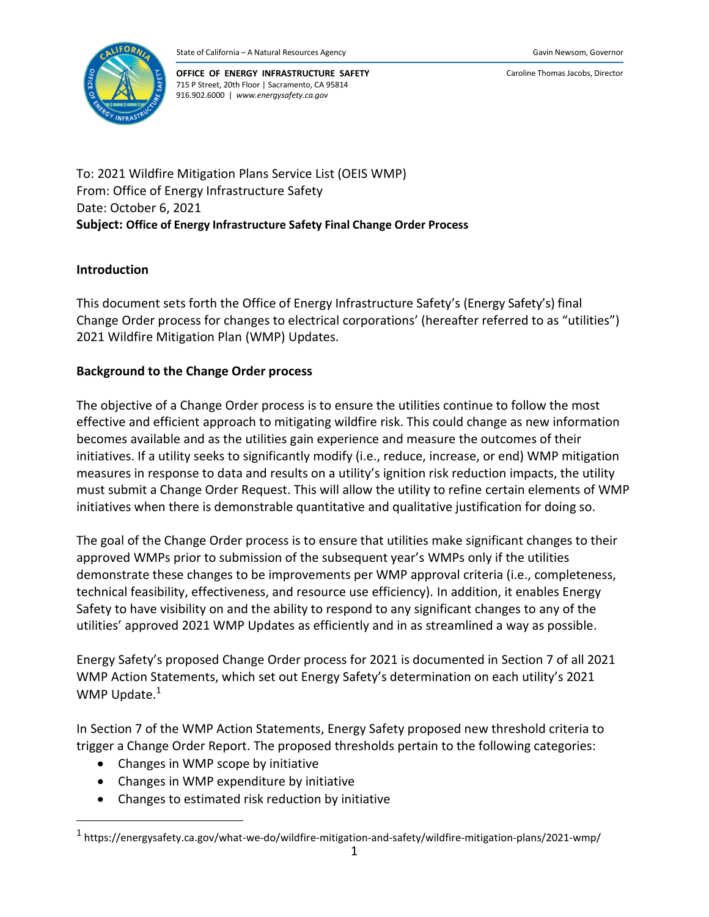State of California – A Natural Resources Agency

Gavin Newsom, Governor

**OFFICE OF ENERGY INFRASTRUCTURE SAFETY**
715 P Street, 20th Floor | Sacramento, CA 95814
916.902.6000 | *www.energysafety.ca.gov*

Caroline Thomas Jacobs, Director

To: 2021 Wildfire Mitigation Plans Service List (OEIS WMP)
From: Office of Energy Infrastructure Safety
Date: October 6, 2021
**Subject: Office of Energy Infrastructure Safety Final Change Order Process**

## Introduction

This document sets forth the Office of Energy Infrastructure Safety's (Energy Safety's) final Change Order process for changes to electrical corporations' (hereafter referred to as "utilities") 2021 Wildfire Mitigation Plan (WMP) Updates.

## Background to the Change Order process

The objective of a Change Order process is to ensure the utilities continue to follow the most effective and efficient approach to mitigating wildfire risk. This could change as new information becomes available and as the utilities gain experience and measure the outcomes of their initiatives. If a utility seeks to significantly modify (i.e., reduce, increase, or end) WMP mitigation measures in response to data and results on a utility's ignition risk reduction impacts, the utility must submit a Change Order Request. This will allow the utility to refine certain elements of WMP initiatives when there is demonstrable quantitative and qualitative justification for doing so.

The goal of the Change Order process is to ensure that utilities make significant changes to their approved WMPs prior to submission of the subsequent year's WMPs only if the utilities demonstrate these changes to be improvements per WMP approval criteria (i.e., completeness, technical feasibility, effectiveness, and resource use efficiency). In addition, it enables Energy Safety to have visibility on and the ability to respond to any significant changes to any of the utilities' approved 2021 WMP Updates as efficiently and in as streamlined a way as possible.

Energy Safety's proposed Change Order process for 2021 is documented in Section 7 of all 2021 WMP Action Statements, which set out Energy Safety's determination on each utility's 2021 WMP Update.[1]

In Section 7 of the WMP Action Statements, Energy Safety proposed new threshold criteria to trigger a Change Order Report. The proposed thresholds pertain to the following categories:

- Changes in WMP scope by initiative
- Changes in WMP expenditure by initiative
- Changes to estimated risk reduction by initiative

[1] https://energysafety.ca.gov/what-we-do/wildfire-mitigation-and-safety/wildfire-mitigation-plans/2021-wmp/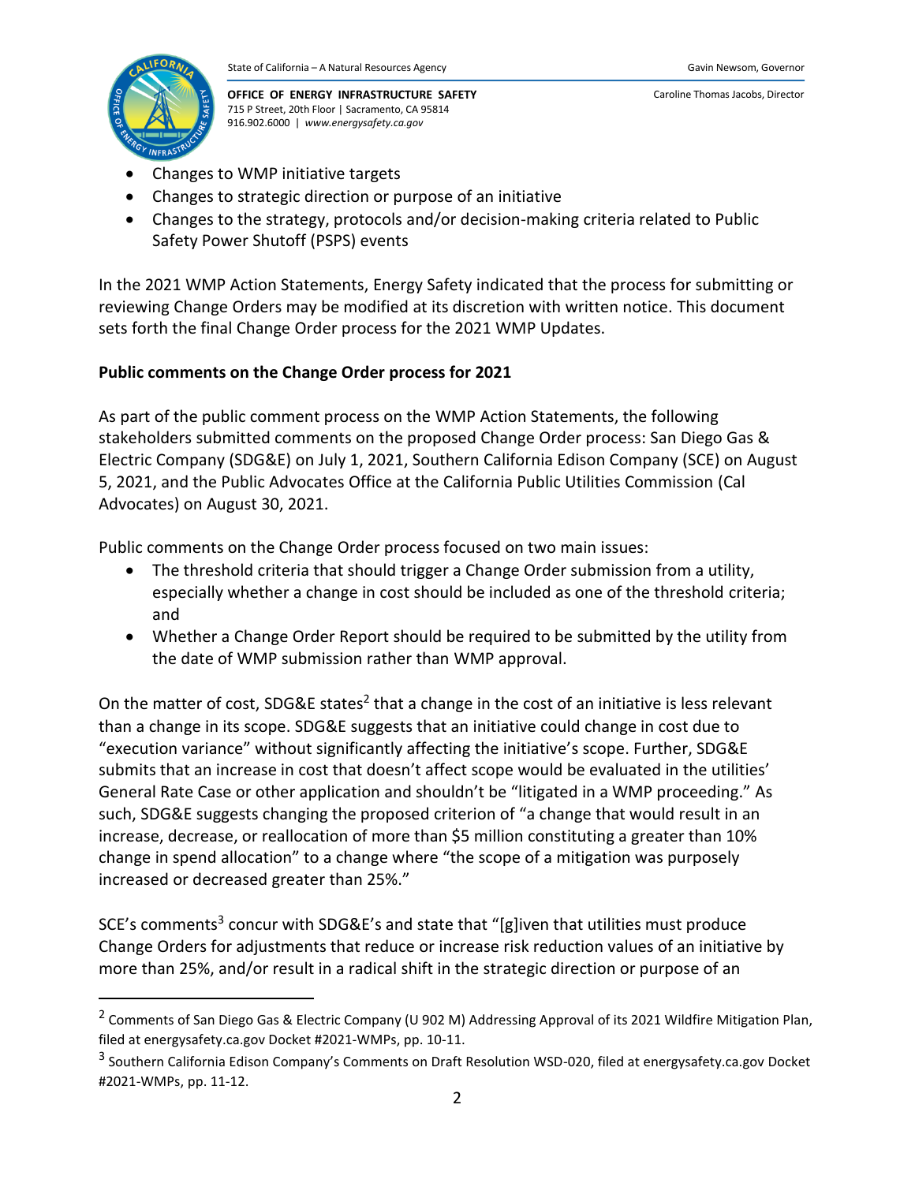- Changes to WMP initiative targets
- Changes to strategic direction or purpose of an initiative
- Changes to the strategy, protocols and/or decision-making criteria related to Public Safety Power Shutoff (PSPS) events

In the 2021 WMP Action Statements, Energy Safety indicated that the process for submitting or reviewing Change Orders may be modified at its discretion with written notice. This document sets forth the final Change Order process for the 2021 WMP Updates.

**Public comments on the Change Order process for 2021**

As part of the public comment process on the WMP Action Statements, the following stakeholders submitted comments on the proposed Change Order process: San Diego Gas & Electric Company (SDG&E) on July 1, 2021, Southern California Edison Company (SCE) on August 5, 2021, and the Public Advocates Office at the California Public Utilities Commission (Cal Advocates) on August 30, 2021.

Public comments on the Change Order process focused on two main issues:

- The threshold criteria that should trigger a Change Order submission from a utility, especially whether a change in cost should be included as one of the threshold criteria; and
- Whether a Change Order Report should be required to be submitted by the utility from the date of WMP submission rather than WMP approval.

On the matter of cost, SDG&E states[2] that a change in the cost of an initiative is less relevant than a change in its scope. SDG&E suggests that an initiative could change in cost due to "execution variance" without significantly affecting the initiative's scope. Further, SDG&E submits that an increase in cost that doesn't affect scope would be evaluated in the utilities' General Rate Case or other application and shouldn't be "litigated in a WMP proceeding." As such, SDG&E suggests changing the proposed criterion of "a change that would result in an increase, decrease, or reallocation of more than $5 million constituting a greater than 10% change in spend allocation" to a change where "the scope of a mitigation was purposely increased or decreased greater than 25%."

SCE's comments[3] concur with SDG&E's and state that "[g]iven that utilities must produce Change Orders for adjustments that reduce or increase risk reduction values of an initiative by more than 25%, and/or result in a radical shift in the strategic direction or purpose of an

---

[2] Comments of San Diego Gas & Electric Company (U 902 M) Addressing Approval of its 2021 Wildfire Mitigation Plan, filed at energysafety.ca.gov Docket #2021-WMPs, pp. 10-11.

[3] Southern California Edison Company's Comments on Draft Resolution WSD-020, filed at energysafety.ca.gov Docket #2021-WMPs, pp. 11-12.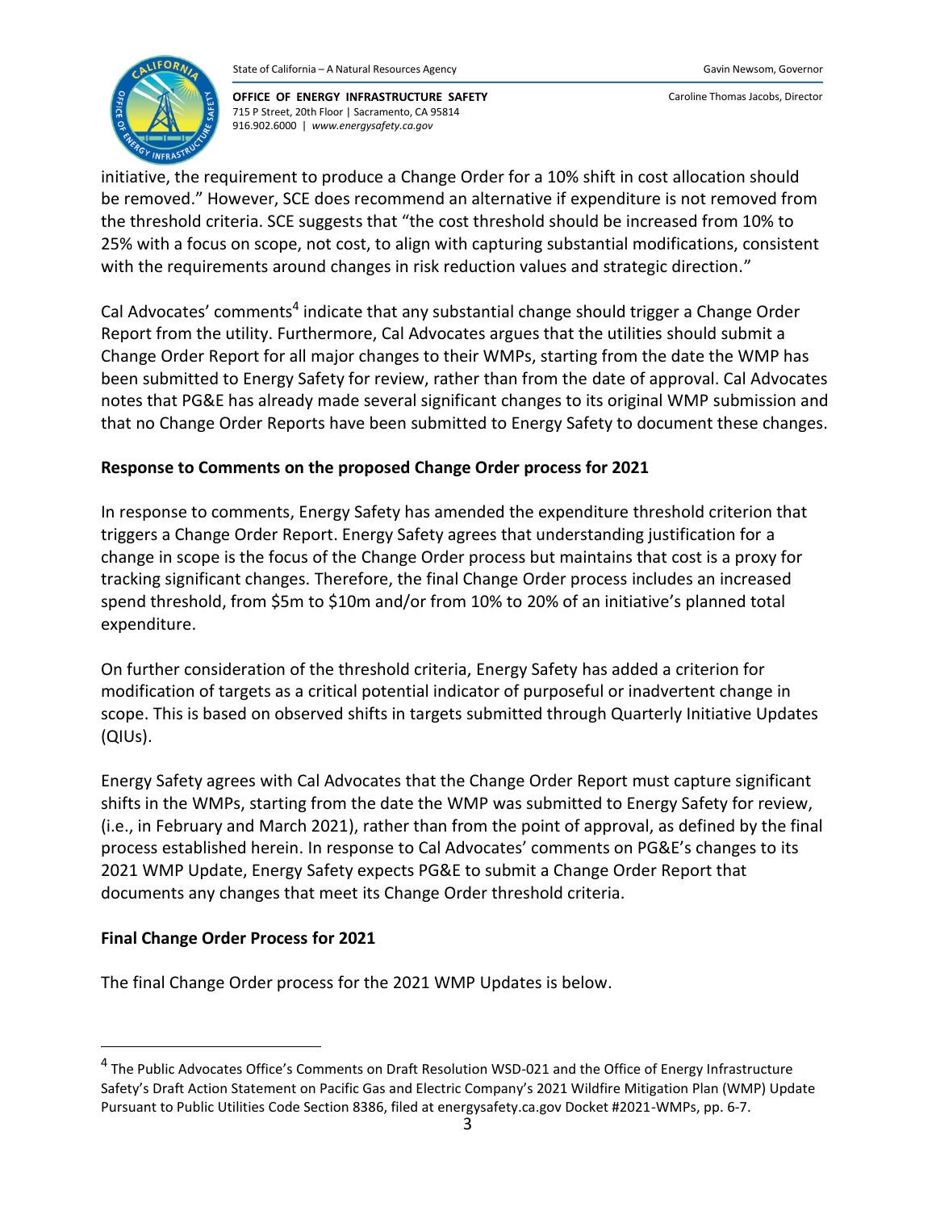initiative, the requirement to produce a Change Order for a 10% shift in cost allocation should be removed." However, SCE does recommend an alternative if expenditure is not removed from the threshold criteria. SCE suggests that "the cost threshold should be increased from 10% to 25% with a focus on scope, not cost, to align with capturing substantial modifications, consistent with the requirements around changes in risk reduction values and strategic direction."

Cal Advocates' comments[4] indicate that any substantial change should trigger a Change Order Report from the utility. Furthermore, Cal Advocates argues that the utilities should submit a Change Order Report for all major changes to their WMPs, starting from the date the WMP has been submitted to Energy Safety for review, rather than from the date of approval. Cal Advocates notes that PG&E has already made several significant changes to its original WMP submission and that no Change Order Reports have been submitted to Energy Safety to document these changes.

**Response to Comments on the proposed Change Order process for 2021**

In response to comments, Energy Safety has amended the expenditure threshold criterion that triggers a Change Order Report. Energy Safety agrees that understanding justification for a change in scope is the focus of the Change Order process but maintains that cost is a proxy for tracking significant changes. Therefore, the final Change Order process includes an increased spend threshold, from $5m to $10m and/or from 10% to 20% of an initiative's planned total expenditure.

On further consideration of the threshold criteria, Energy Safety has added a criterion for modification of targets as a critical potential indicator of purposeful or inadvertent change in scope. This is based on observed shifts in targets submitted through Quarterly Initiative Updates (QIUs).

Energy Safety agrees with Cal Advocates that the Change Order Report must capture significant shifts in the WMPs, starting from the date the WMP was submitted to Energy Safety for review, (i.e., in February and March 2021), rather than from the point of approval, as defined by the final process established herein. In response to Cal Advocates' comments on PG&E's changes to its 2021 WMP Update, Energy Safety expects PG&E to submit a Change Order Report that documents any changes that meet its Change Order threshold criteria.

**Final Change Order Process for 2021**

The final Change Order process for the 2021 WMP Updates is below.

---

[4] The Public Advocates Office's Comments on Draft Resolution WSD-021 and the Office of Energy Infrastructure Safety's Draft Action Statement on Pacific Gas and Electric Company's 2021 Wildfire Mitigation Plan (WMP) Update Pursuant to Public Utilities Code Section 8386, filed at energysafety.ca.gov Docket #2021-WMPs, pp. 6-7.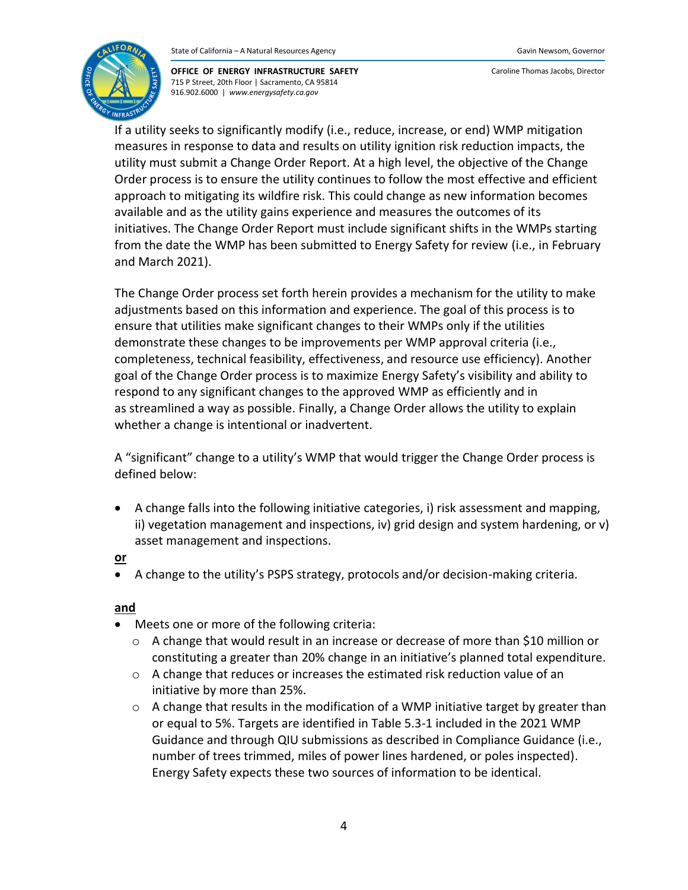If a utility seeks to significantly modify (i.e., reduce, increase, or end) WMP mitigation measures in response to data and results on utility ignition risk reduction impacts, the utility must submit a Change Order Report. At a high level, the objective of the Change Order process is to ensure the utility continues to follow the most effective and efficient approach to mitigating its wildfire risk. This could change as new information becomes available and as the utility gains experience and measures the outcomes of its initiatives. The Change Order Report must include significant shifts in the WMPs starting from the date the WMP has been submitted to Energy Safety for review (i.e., in February and March 2021).

The Change Order process set forth herein provides a mechanism for the utility to make adjustments based on this information and experience. The goal of this process is to ensure that utilities make significant changes to their WMPs only if the utilities demonstrate these changes to be improvements per WMP approval criteria (i.e., completeness, technical feasibility, effectiveness, and resource use efficiency). Another goal of the Change Order process is to maximize Energy Safety's visibility and ability to respond to any significant changes to the approved WMP as efficiently and in as streamlined a way as possible. Finally, a Change Order allows the utility to explain whether a change is intentional or inadvertent.

A "significant" change to a utility's WMP that would trigger the Change Order process is defined below:

- A change falls into the following initiative categories, i) risk assessment and mapping, ii) vegetation management and inspections, iv) grid design and system hardening, or v) asset management and inspections.

**or**

- A change to the utility's PSPS strategy, protocols and/or decision-making criteria.

**and**

- Meets one or more of the following criteria:
  - A change that would result in an increase or decrease of more than $10 million or constituting a greater than 20% change in an initiative's planned total expenditure.
  - A change that reduces or increases the estimated risk reduction value of an initiative by more than 25%.
  - A change that results in the modification of a WMP initiative target by greater than or equal to 5%. Targets are identified in Table 5.3-1 included in the 2021 WMP Guidance and through QIU submissions as described in Compliance Guidance (i.e., number of trees trimmed, miles of power lines hardened, or poles inspected). Energy Safety expects these two sources of information to be identical.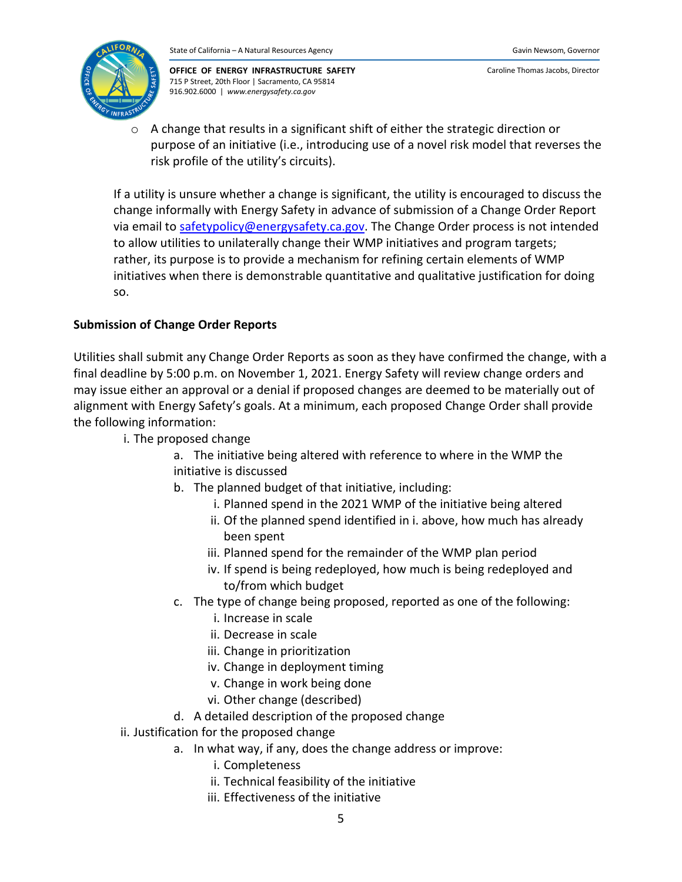- A change that results in a significant shift of either the strategic direction or purpose of an initiative (i.e., introducing use of a novel risk model that reverses the risk profile of the utility's circuits).

If a utility is unsure whether a change is significant, the utility is encouraged to discuss the change informally with Energy Safety in advance of submission of a Change Order Report via email to [safetypolicy@energysafety.ca.gov](mailto:safetypolicy@energysafety.ca.gov). The Change Order process is not intended to allow utilities to unilaterally change their WMP initiatives and program targets; rather, its purpose is to provide a mechanism for refining certain elements of WMP initiatives when there is demonstrable quantitative and qualitative justification for doing so.

**Submission of Change Order Reports**

Utilities shall submit any Change Order Reports as soon as they have confirmed the change, with a final deadline by 5:00 p.m. on November 1, 2021. Energy Safety will review change orders and may issue either an approval or a denial if proposed changes are deemed to be materially out of alignment with Energy Safety's goals. At a minimum, each proposed Change Order shall provide the following information:

- i. The proposed change
  - a. The initiative being altered with reference to where in the WMP the initiative is discussed
  - b. The planned budget of that initiative, including:
    - i. Planned spend in the 2021 WMP of the initiative being altered
    - ii. Of the planned spend identified in i. above, how much has already been spent
    - iii. Planned spend for the remainder of the WMP plan period
    - iv. If spend is being redeployed, how much is being redeployed and to/from which budget
  - c. The type of change being proposed, reported as one of the following:
    - i. Increase in scale
    - ii. Decrease in scale
    - iii. Change in prioritization
    - iv. Change in deployment timing
    - v. Change in work being done
    - vi. Other change (described)
  - d. A detailed description of the proposed change
- ii. Justification for the proposed change
  - a. In what way, if any, does the change address or improve:
    - i. Completeness
    - ii. Technical feasibility of the initiative
    - iii. Effectiveness of the initiative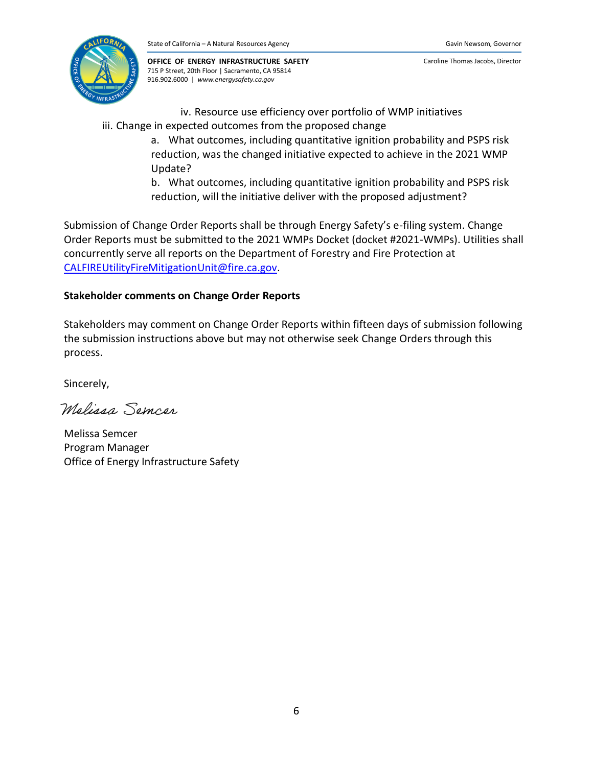iv. Resource use efficiency over portfolio of WMP initiatives

iii. Change in expected outcomes from the proposed change

   a. What outcomes, including quantitative ignition probability and PSPS risk reduction, was the changed initiative expected to achieve in the 2021 WMP Update?

   b. What outcomes, including quantitative ignition probability and PSPS risk reduction, will the initiative deliver with the proposed adjustment?

Submission of Change Order Reports shall be through Energy Safety's e-filing system. Change Order Reports must be submitted to the 2021 WMPs Docket (docket #2021-WMPs). Utilities shall concurrently serve all reports on the Department of Forestry and Fire Protection at CALFIREUtilityFireMitigationUnit@fire.ca.gov.

**Stakeholder comments on Change Order Reports**

Stakeholders may comment on Change Order Reports within fifteen days of submission following the submission instructions above but may not otherwise seek Change Orders through this process.

Sincerely,

*Melissa Semcer*

Melissa Semcer
Program Manager
Office of Energy Infrastructure Safety